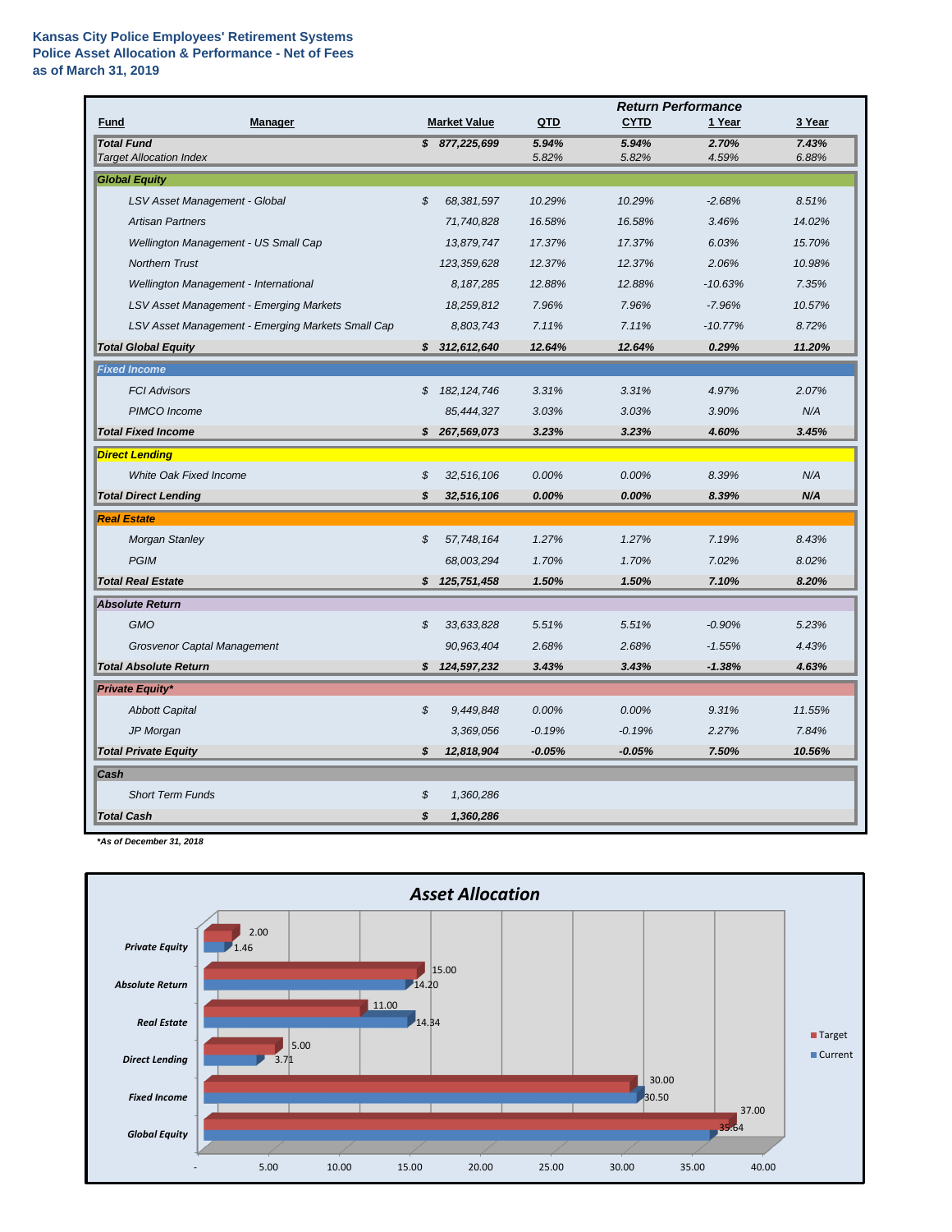**Kansas City Police Employees' Retirement Systems**
**Police Asset Allocation & Performance - Net of Fees**
**as of March 31, 2019**

| Fund | Manager | Market Value | QTD | CYTD | 1 Year | 3 Year |
|---|---|---|---|---|---|---|
| | | | | *Return Performance* | | |
| ***Total Fund*** | | ***$ 877,225,699*** | ***5.94%*** | ***5.94%*** | ***2.70%*** | ***7.43%*** |
| *Target Allocation Index* | | | *5.82%* | *5.82%* | *4.59%* | *6.88%* |
| ***Global Equity*** | | | | | | |
| | *LSV Asset Management - Global* | *$ 68,381,597* | *10.29%* | *10.29%* | *-2.68%* | *8.51%* |
| | *Artisan Partners* | *71,740,828* | *16.58%* | *16.58%* | *3.46%* | *14.02%* |
| | *Wellington Management - US Small Cap* | *13,879,747* | *17.37%* | *17.37%* | *6.03%* | *15.70%* |
| | *Northern Trust* | *123,359,628* | *12.37%* | *12.37%* | *2.06%* | *10.98%* |
| | *Wellington Management - International* | *8,187,285* | *12.88%* | *12.88%* | *-10.63%* | *7.35%* |
| | *LSV Asset Management - Emerging Markets* | *18,259,812* | *7.96%* | *7.96%* | *-7.96%* | *10.57%* |
| | *LSV Asset Management - Emerging Markets Small Cap* | *8,803,743* | *7.11%* | *7.11%* | *-10.77%* | *8.72%* |
| ***Total Global Equity*** | | ***$ 312,612,640*** | ***12.64%*** | ***12.64%*** | ***0.29%*** | ***11.20%*** |
| ***Fixed Income*** | | | | | | |
| | *FCI Advisors* | *$ 182,124,746* | *3.31%* | *3.31%* | *4.97%* | *2.07%* |
| | *PIMCO Income* | *85,444,327* | *3.03%* | *3.03%* | *3.90%* | *N/A* |
| ***Total Fixed Income*** | | ***$ 267,569,073*** | ***3.23%*** | ***3.23%*** | ***4.60%*** | ***3.45%*** |
| ***Direct Lending*** | | | | | | |
| | *White Oak Fixed Income* | *$ 32,516,106* | *0.00%* | *0.00%* | *8.39%* | *N/A* |
| ***Total Direct Lending*** | | ***$ 32,516,106*** | ***0.00%*** | ***0.00%*** | ***8.39%*** | ***N/A*** |
| ***Real Estate*** | | | | | | |
| | *Morgan Stanley* | *$ 57,748,164* | *1.27%* | *1.27%* | *7.19%* | *8.43%* |
| | *PGIM* | *68,003,294* | *1.70%* | *1.70%* | *7.02%* | *8.02%* |
| ***Total Real Estate*** | | ***$ 125,751,458*** | ***1.50%*** | ***1.50%*** | ***7.10%*** | ***8.20%*** |
| ***Absolute Return*** | | | | | | |
| | *GMO* | *$ 33,633,828* | *5.51%* | *5.51%* | *-0.90%* | *5.23%* |
| | *Grosvenor Captal Management* | *90,963,404* | *2.68%* | *2.68%* | *-1.55%* | *4.43%* |
| ***Total Absolute Return*** | | ***$ 124,597,232*** | ***3.43%*** | ***3.43%*** | ***-1.38%*** | ***4.63%*** |
| ***Private Equity**** | | | | | | |
| | *Abbott Capital* | *$ 9,449,848* | *0.00%* | *0.00%* | *9.31%* | *11.55%* |
| | *JP Morgan* | *3,369,056* | *-0.19%* | *-0.19%* | *2.27%* | *7.84%* |
| ***Total Private Equity*** | | ***$ 12,818,904*** | ***-0.05%*** | ***-0.05%*** | ***7.50%*** | ***10.56%*** |
| ***Cash*** | | | | | | |
| | *Short Term Funds* | *$ 1,360,286* | | | | |
| ***Total Cash*** | | ***$ 1,360,286*** | | | | |

***As of December 31, 2018**

**Asset Allocation**

| Asset Class | Target | Current |
|---|---|---|
| Private Equity | 2.00 | 1.46 |
| Absolute Return | 15.00 | 14.20 |
| Real Estate | 11.00 | 14.34 |
| Direct Lending | 5.00 | 3.71 |
| Fixed Income | 30.00 | 30.50 |
| Global Equity | 37.00 | 35.64 |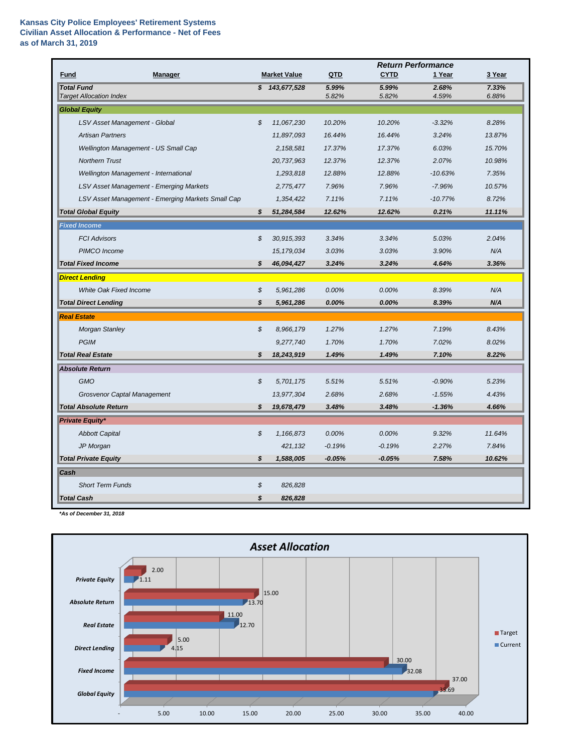**Kansas City Police Employees' Retirement Systems**
**Civilian Asset Allocation & Performance - Net of Fees**
**as of March 31, 2019**

| Fund | Manager | Market Value | QTD | CYTD | 1 Year | 3 Year |
|---|---|---|---|---|---|---|
| | | | *Return Performance* | | | |
| ***Total Fund*** | | ***$ 143,677,528*** | ***5.99%*** | ***5.99%*** | ***2.68%*** | ***7.33%*** |
| *Target Allocation Index* | | | *5.82%* | *5.82%* | *4.59%* | *6.88%* |
| ***Global Equity*** | | | | | | |
| | *LSV Asset Management - Global* | *$ 11,067,230* | *10.20%* | *10.20%* | *-3.32%* | *8.28%* |
| | *Artisan Partners* | *11,897,093* | *16.44%* | *16.44%* | *3.24%* | *13.87%* |
| | *Wellington Management - US Small Cap* | *2,158,581* | *17.37%* | *17.37%* | *6.03%* | *15.70%* |
| | *Northern Trust* | *20,737,963* | *12.37%* | *12.37%* | *2.07%* | *10.98%* |
| | *Wellington Management - International* | *1,293,818* | *12.88%* | *12.88%* | *-10.63%* | *7.35%* |
| | *LSV Asset Management - Emerging Markets* | *2,775,477* | *7.96%* | *7.96%* | *-7.96%* | *10.57%* |
| | *LSV Asset Management - Emerging Markets Small Cap* | *1,354,422* | *7.11%* | *7.11%* | *-10.77%* | *8.72%* |
| ***Total Global Equity*** | | ***$ 51,284,584*** | ***12.62%*** | ***12.62%*** | ***0.21%*** | ***11.11%*** |
| ***Fixed Income*** | | | | | | |
| | *FCI Advisors* | *$ 30,915,393* | *3.34%* | *3.34%* | *5.03%* | *2.04%* |
| | *PIMCO Income* | *15,179,034* | *3.03%* | *3.03%* | *3.90%* | *N/A* |
| ***Total Fixed Income*** | | ***$ 46,094,427*** | ***3.24%*** | ***3.24%*** | ***4.64%*** | ***3.36%*** |
| ***Direct Lending*** | | | | | | |
| | *White Oak Fixed Income* | *$ 5,961,286* | *0.00%* | *0.00%* | *8.39%* | *N/A* |
| ***Total Direct Lending*** | | ***$ 5,961,286*** | ***0.00%*** | ***0.00%*** | ***8.39%*** | ***N/A*** |
| ***Real Estate*** | | | | | | |
| | *Morgan Stanley* | *$ 8,966,179* | *1.27%* | *1.27%* | *7.19%* | *8.43%* |
| | *PGIM* | *9,277,740* | *1.70%* | *1.70%* | *7.02%* | *8.02%* |
| ***Total Real Estate*** | | ***$ 18,243,919*** | ***1.49%*** | ***1.49%*** | ***7.10%*** | ***8.22%*** |
| ***Absolute Return*** | | | | | | |
| | *GMO* | *$ 5,701,175* | *5.51%* | *5.51%* | *-0.90%* | *5.23%* |
| | *Grosvenor Captal Management* | *13,977,304* | *2.68%* | *2.68%* | *-1.55%* | *4.43%* |
| ***Total Absolute Return*** | | ***$ 19,678,479*** | ***3.48%*** | ***3.48%*** | ***-1.36%*** | ***4.66%*** |
| ***Private Equity**** | | | | | | |
| | *Abbott Capital* | *$ 1,166,873* | *0.00%* | *0.00%* | *9.32%* | *11.64%* |
| | *JP Morgan* | *421,132* | *-0.19%* | *-0.19%* | *2.27%* | *7.84%* |
| ***Total Private Equity*** | | ***$ 1,588,005*** | ***-0.05%*** | ***-0.05%*** | ***7.58%*** | ***10.62%*** |
| ***Cash*** | | | | | | |
| | *Short Term Funds* | *$ 826,828* | | | | |
| ***Total Cash*** | | ***$ 826,828*** | | | | |

****As of December 31, 2018***

***Asset Allocation***

Private Equity: Target 2.00, Current 1.11
Absolute Return: Target 15.00, Current 13.70
Real Estate: Target 11.00, Current 12.70
Direct Lending: Target 5.00, Current 4.15
Fixed Income: Target 30.00, Current 32.08
Global Equity: Target 37.00, Current 35.69

- 5.00 10.00 15.00 20.00 25.00 30.00 35.00 40.00

Target
Current